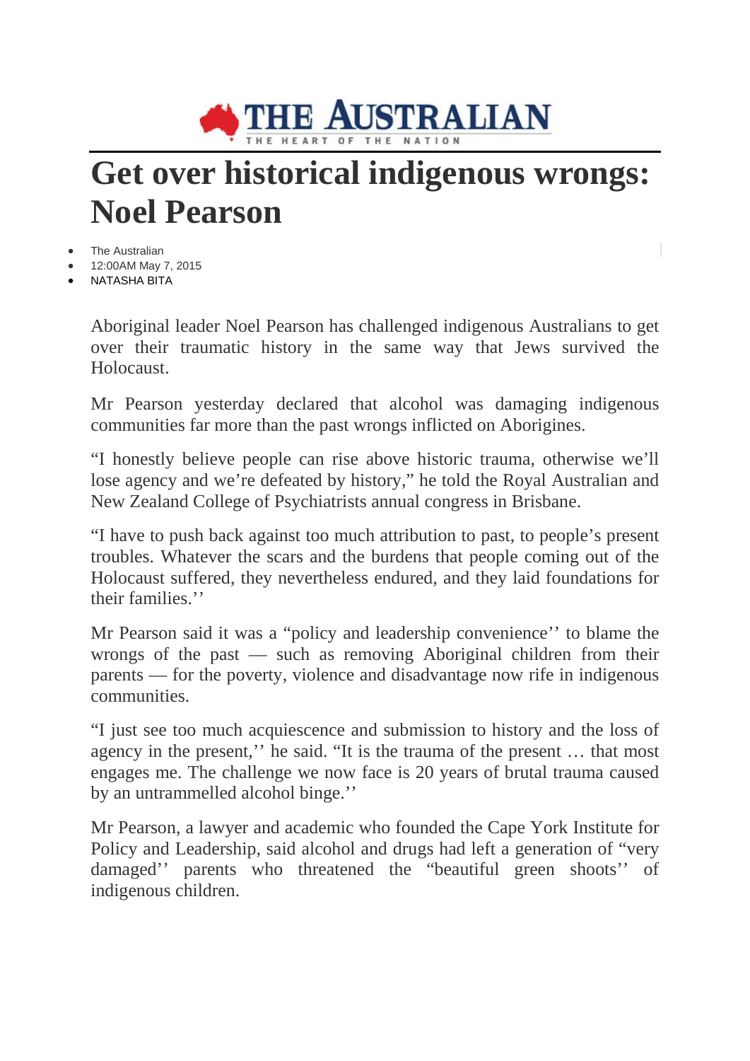THE AUSTRALIAN

THE HEART OF THE NATION

# Get over historical indigenous wrongs: Noel Pearson

- The Australian
- 12:00AM May 7, 2015
- NATASHA BITA

Aboriginal leader Noel Pearson has challenged indigenous Australians to get over their traumatic history in the same way that Jews survived the Holocaust.

Mr Pearson yesterday declared that alcohol was damaging indigenous communities far more than the past wrongs inflicted on Aborigines.

“I honestly believe people can rise above historic trauma, otherwise we’ll lose agency and we’re defeated by history,” he told the Royal Australian and New Zealand College of Psychiatrists annual congress in Brisbane.

“I have to push back against too much attribution to past, to people’s present troubles. Whatever the scars and the burdens that people coming out of the Holocaust suffered, they nevertheless endured, and they laid foundations for their families.’’

Mr Pearson said it was a “policy and leadership convenience’’ to blame the wrongs of the past — such as removing Aboriginal children from their parents — for the poverty, violence and disadvantage now rife in indigenous communities.

“I just see too much acquiescence and submission to history and the loss of agency in the present,’’ he said. “It is the trauma of the present … that most engages me. The challenge we now face is 20 years of brutal trauma caused by an untrammelled alcohol binge.’’

Mr Pearson, a lawyer and academic who founded the Cape York Institute for Policy and Leadership, said alcohol and drugs had left a generation of “very damaged’’ parents who threatened the “beautiful green shoots’’ of indigenous children.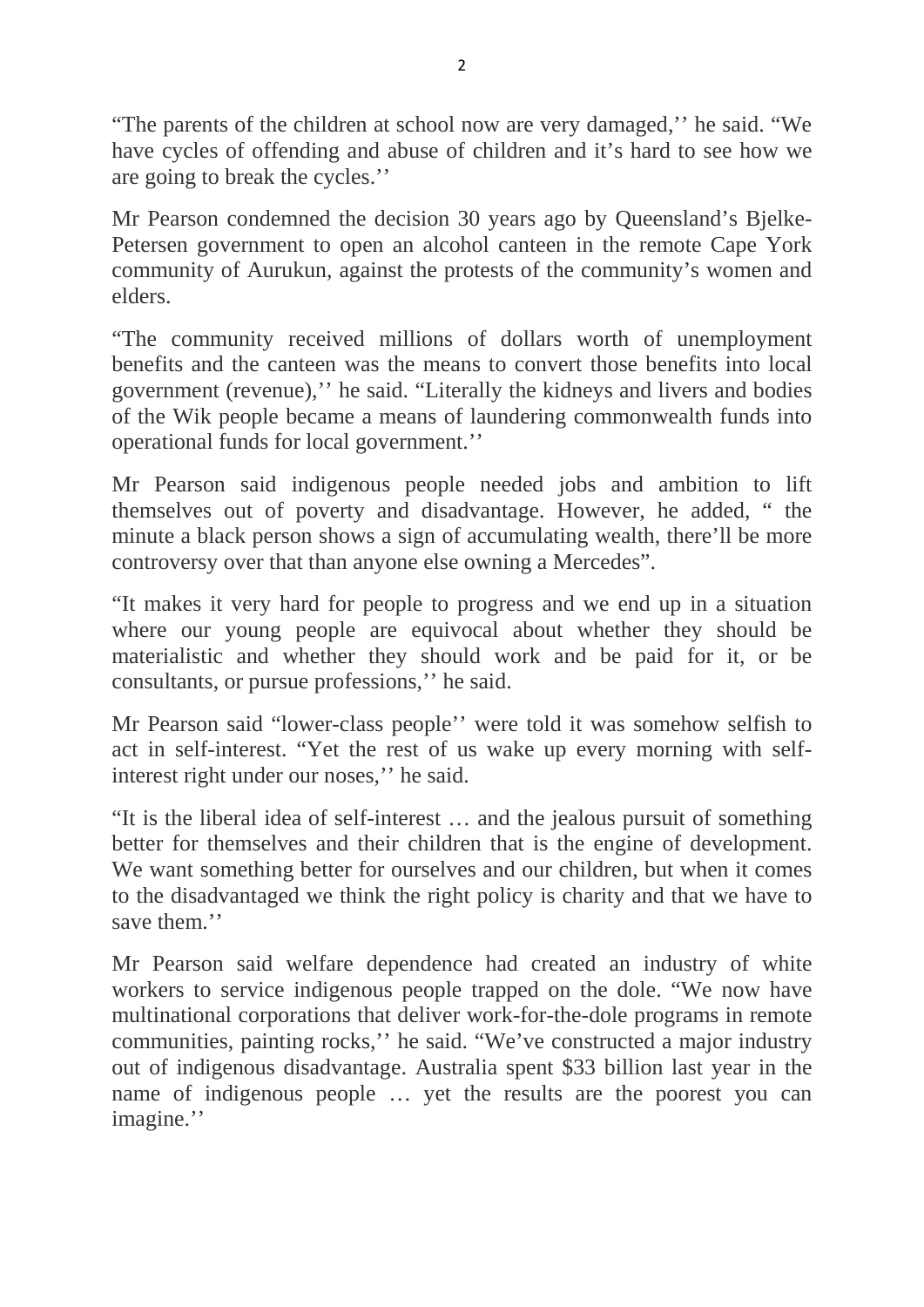"The parents of the children at school now are very damaged,'' he said. "We have cycles of offending and abuse of children and it's hard to see how we are going to break the cycles.''

Mr Pearson condemned the decision 30 years ago by Queensland's Bjelke-Petersen government to open an alcohol canteen in the remote Cape York community of Aurukun, against the protests of the community's women and elders.

"The community received millions of dollars worth of unemployment benefits and the canteen was the means to convert those benefits into local government (revenue),'' he said. "Literally the kidneys and livers and bodies of the Wik people became a means of laundering commonwealth funds into operational funds for local government.''

Mr Pearson said indigenous people needed jobs and ambition to lift themselves out of poverty and disadvantage. However, he added, " the minute a black person shows a sign of accumulating wealth, there'll be more controversy over that than anyone else owning a Mercedes".

"It makes it very hard for people to progress and we end up in a situation where our young people are equivocal about whether they should be materialistic and whether they should work and be paid for it, or be consultants, or pursue professions,'' he said.

Mr Pearson said "lower-class people'' were told it was somehow selfish to act in self-interest. "Yet the rest of us wake up every morning with self-interest right under our noses,'' he said.

"It is the liberal idea of self-interest … and the jealous pursuit of something better for themselves and their children that is the engine of development. We want something better for ourselves and our children, but when it comes to the disadvantaged we think the right policy is charity and that we have to save them.''

Mr Pearson said welfare dependence had created an industry of white workers to service indigenous people trapped on the dole. "We now have multinational corporations that deliver work-for-the-dole programs in remote communities, painting rocks,'' he said. "We've constructed a major industry out of indigenous disadvantage. Australia spent $33 billion last year in the name of indigenous people … yet the results are the poorest you can imagine.''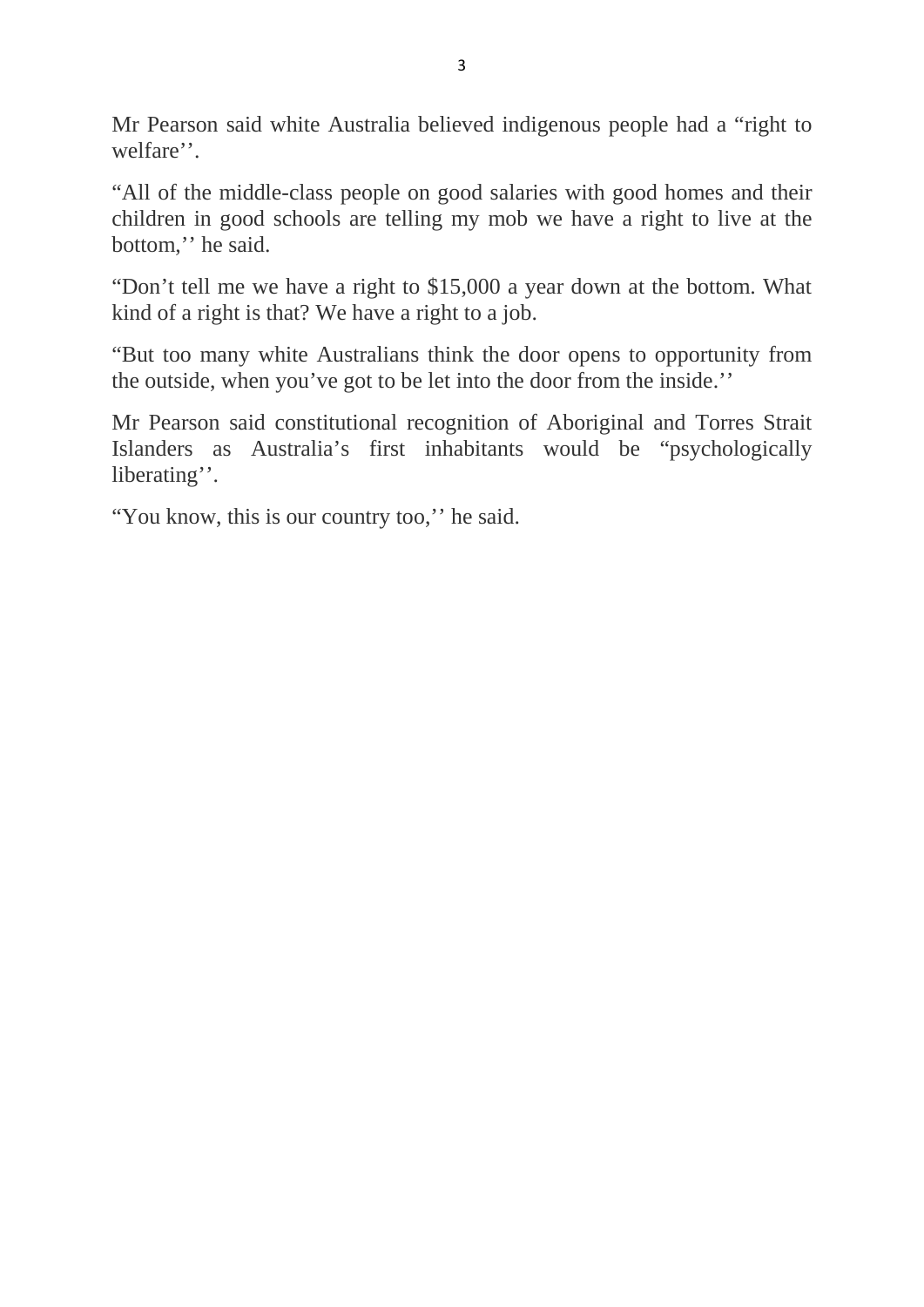Mr Pearson said white Australia believed indigenous people had a “right to welfare’’.

“All of the middle-class people on good salaries with good homes and their children in good schools are telling my mob we have a right to live at the bottom,’’ he said.

“Don’t tell me we have a right to $15,000 a year down at the bottom. What kind of a right is that? We have a right to a job.

“But too many white Australians think the door opens to opportunity from the outside, when you’ve got to be let into the door from the inside.’’

Mr Pearson said constitutional recognition of Aboriginal and Torres Strait Islanders as Australia’s first inhabitants would be “psychologically liberating’’.

“You know, this is our country too,’’ he said.